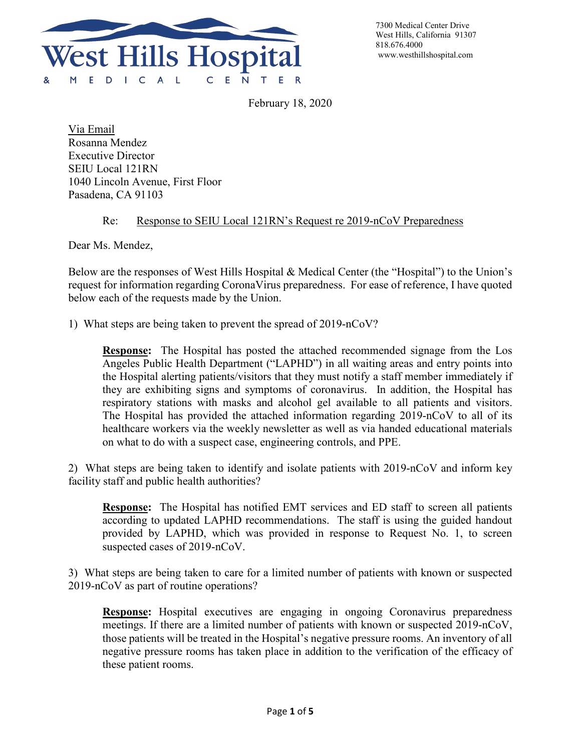# West Hills Hospital & Medical Center

7300 Medical Center Drive
West Hills, California 91307
818.676.4000
www.westhillshospital.com

February 18, 2020

Via Email
Rosanna Mendez
Executive Director
SEIU Local 121RN
1040 Lincoln Avenue, First Floor
Pasadena, CA 91103

Re: Response to SEIU Local 121RN's Request re 2019-nCoV Preparedness

Dear Ms. Mendez,

Below are the responses of West Hills Hospital & Medical Center (the "Hospital") to the Union's request for information regarding CoronaVirus preparedness. For ease of reference, I have quoted below each of the requests made by the Union.

1) What steps are being taken to prevent the spread of 2019-nCoV?

> **Response:** The Hospital has posted the attached recommended signage from the Los Angeles Public Health Department ("LAPHD") in all waiting areas and entry points into the Hospital alerting patients/visitors that they must notify a staff member immediately if they are exhibiting signs and symptoms of coronavirus. In addition, the Hospital has respiratory stations with masks and alcohol gel available to all patients and visitors. The Hospital has provided the attached information regarding 2019-nCoV to all of its healthcare workers via the weekly newsletter as well as via handed educational materials on what to do with a suspect case, engineering controls, and PPE.

2) What steps are being taken to identify and isolate patients with 2019-nCoV and inform key facility staff and public health authorities?

> **Response:** The Hospital has notified EMT services and ED staff to screen all patients according to updated LAPHD recommendations. The staff is using the guided handout provided by LAPHD, which was provided in response to Request No. 1, to screen suspected cases of 2019-nCoV.

3) What steps are being taken to care for a limited number of patients with known or suspected 2019-nCoV as part of routine operations?

> **Response:** Hospital executives are engaging in ongoing Coronavirus preparedness meetings. If there are a limited number of patients with known or suspected 2019-nCoV, those patients will be treated in the Hospital's negative pressure rooms. An inventory of all negative pressure rooms has taken place in addition to the verification of the efficacy of these patient rooms.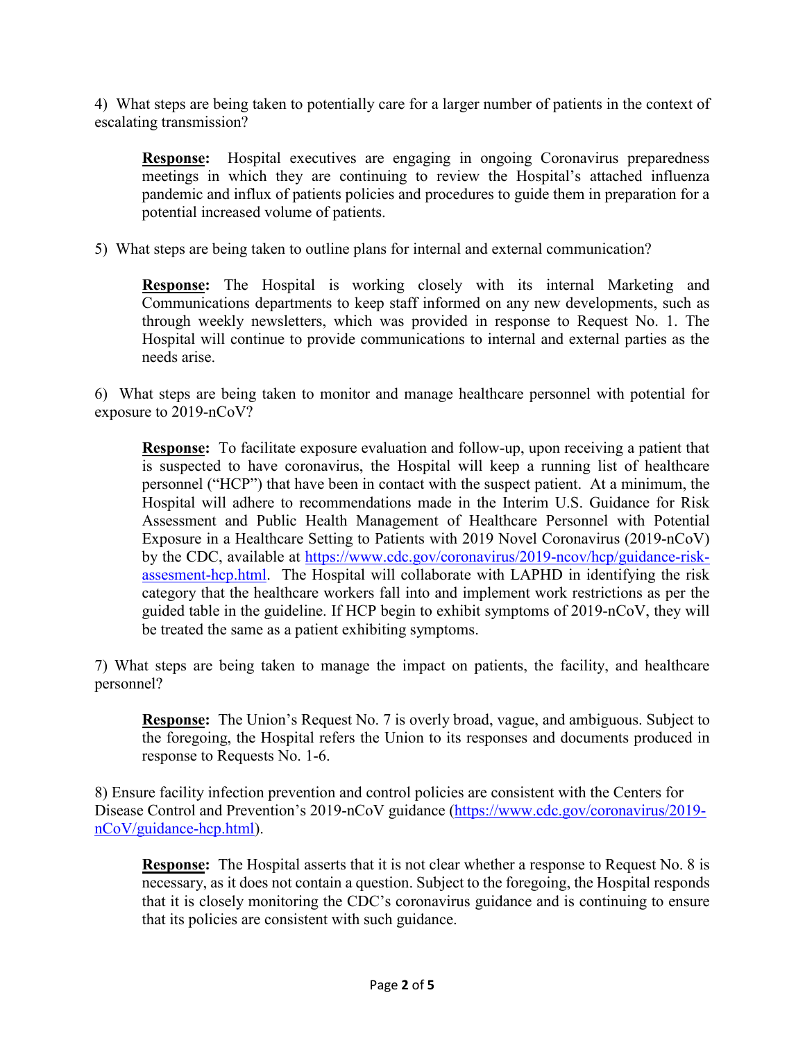4) What steps are being taken to potentially care for a larger number of patients in the context of escalating transmission?

> **Response:** Hospital executives are engaging in ongoing Coronavirus preparedness meetings in which they are continuing to review the Hospital's attached influenza pandemic and influx of patients policies and procedures to guide them in preparation for a potential increased volume of patients.

5) What steps are being taken to outline plans for internal and external communication?

> **Response:** The Hospital is working closely with its internal Marketing and Communications departments to keep staff informed on any new developments, such as through weekly newsletters, which was provided in response to Request No. 1. The Hospital will continue to provide communications to internal and external parties as the needs arise.

6) What steps are being taken to monitor and manage healthcare personnel with potential for exposure to 2019-nCoV?

> **Response:** To facilitate exposure evaluation and follow-up, upon receiving a patient that is suspected to have coronavirus, the Hospital will keep a running list of healthcare personnel ("HCP") that have been in contact with the suspect patient. At a minimum, the Hospital will adhere to recommendations made in the Interim U.S. Guidance for Risk Assessment and Public Health Management of Healthcare Personnel with Potential Exposure in a Healthcare Setting to Patients with 2019 Novel Coronavirus (2019-nCoV) by the CDC, available at [https://www.cdc.gov/coronavirus/2019-ncov/hcp/guidance-risk-assesment-hcp.html](https://www.cdc.gov/coronavirus/2019-ncov/hcp/guidance-risk-assesment-hcp.html). The Hospital will collaborate with LAPHD in identifying the risk category that the healthcare workers fall into and implement work restrictions as per the guided table in the guideline. If HCP begin to exhibit symptoms of 2019-nCoV, they will be treated the same as a patient exhibiting symptoms.

7) What steps are being taken to manage the impact on patients, the facility, and healthcare personnel?

> **Response:** The Union's Request No. 7 is overly broad, vague, and ambiguous. Subject to the foregoing, the Hospital refers the Union to its responses and documents produced in response to Requests No. 1-6.

8) Ensure facility infection prevention and control policies are consistent with the Centers for Disease Control and Prevention's 2019-nCoV guidance ([https://www.cdc.gov/coronavirus/2019-nCoV/guidance-hcp.html](https://www.cdc.gov/coronavirus/2019-nCoV/guidance-hcp.html)).

> **Response:** The Hospital asserts that it is not clear whether a response to Request No. 8 is necessary, as it does not contain a question. Subject to the foregoing, the Hospital responds that it is closely monitoring the CDC's coronavirus guidance and is continuing to ensure that its policies are consistent with such guidance.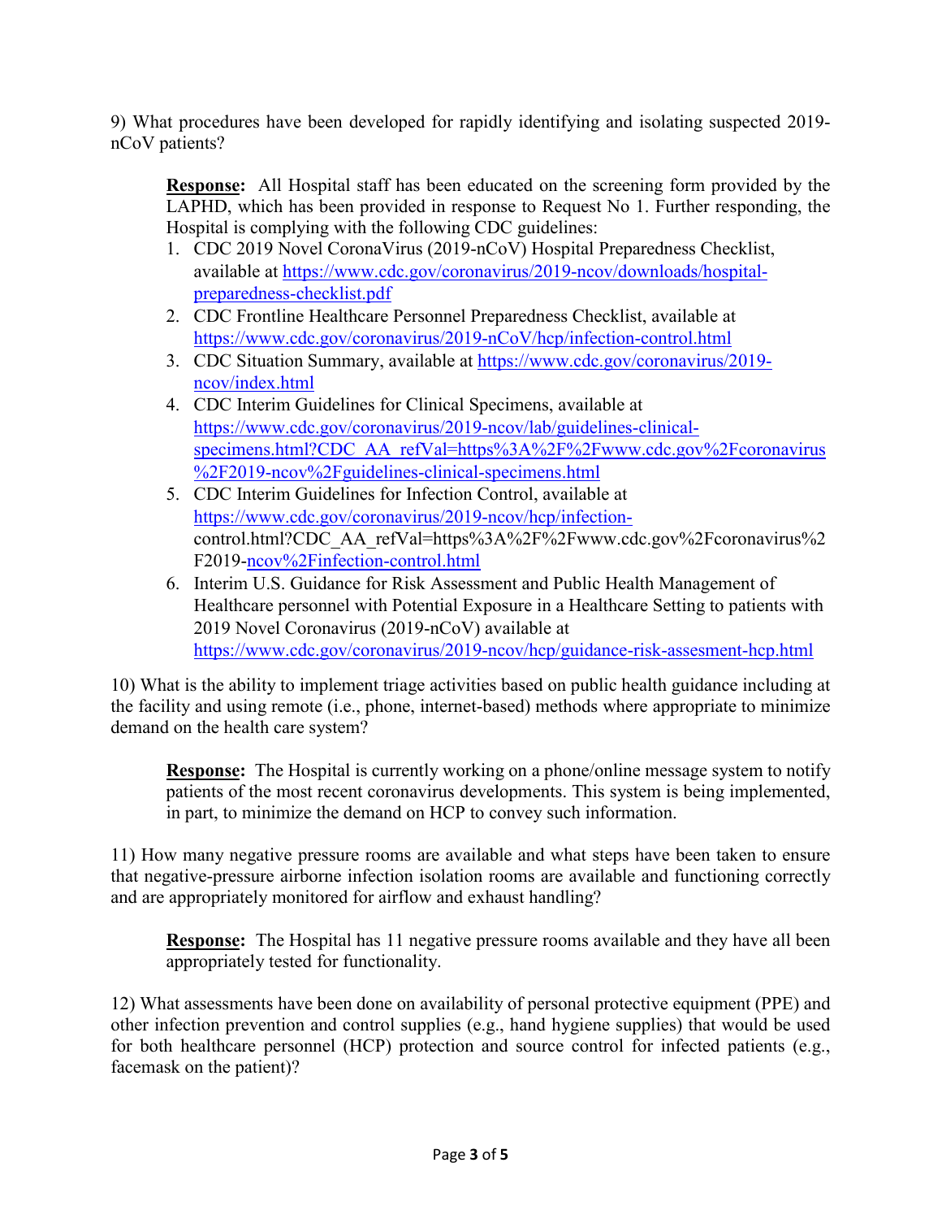9) What procedures have been developed for rapidly identifying and isolating suspected 2019-nCoV patients?

> **Response:** All Hospital staff has been educated on the screening form provided by the LAPHD, which has been provided in response to Request No 1. Further responding, the Hospital is complying with the following CDC guidelines:
>
> 1. CDC 2019 Novel CoronaVirus (2019-nCoV) Hospital Preparedness Checklist, available at https://www.cdc.gov/coronavirus/2019-ncov/downloads/hospital-preparedness-checklist.pdf
> 2. CDC Frontline Healthcare Personnel Preparedness Checklist, available at https://www.cdc.gov/coronavirus/2019-nCoV/hcp/infection-control.html
> 3. CDC Situation Summary, available at https://www.cdc.gov/coronavirus/2019-ncov/index.html
> 4. CDC Interim Guidelines for Clinical Specimens, available at https://www.cdc.gov/coronavirus/2019-ncov/lab/guidelines-clinical-specimens.html?CDC_AA_refVal=https%3A%2F%2Fwww.cdc.gov%2Fcoronavirus%2F2019-ncov%2Fguidelines-clinical-specimens.html
> 5. CDC Interim Guidelines for Infection Control, available at https://www.cdc.gov/coronavirus/2019-ncov/hcp/infection-control.html?CDC_AA_refVal=https%3A%2F%2Fwww.cdc.gov%2Fcoronavirus%2F2019-ncov%2Finfection-control.html
> 6. Interim U.S. Guidance for Risk Assessment and Public Health Management of Healthcare personnel with Potential Exposure in a Healthcare Setting to patients with 2019 Novel Coronavirus (2019-nCoV) available at https://www.cdc.gov/coronavirus/2019-ncov/hcp/guidance-risk-assesment-hcp.html

10) What is the ability to implement triage activities based on public health guidance including at the facility and using remote (i.e., phone, internet-based) methods where appropriate to minimize demand on the health care system?

> **Response:** The Hospital is currently working on a phone/online message system to notify patients of the most recent coronavirus developments. This system is being implemented, in part, to minimize the demand on HCP to convey such information.

11) How many negative pressure rooms are available and what steps have been taken to ensure that negative-pressure airborne infection isolation rooms are available and functioning correctly and are appropriately monitored for airflow and exhaust handling?

> **Response:** The Hospital has 11 negative pressure rooms available and they have all been appropriately tested for functionality.

12) What assessments have been done on availability of personal protective equipment (PPE) and other infection prevention and control supplies (e.g., hand hygiene supplies) that would be used for both healthcare personnel (HCP) protection and source control for infected patients (e.g., facemask on the patient)?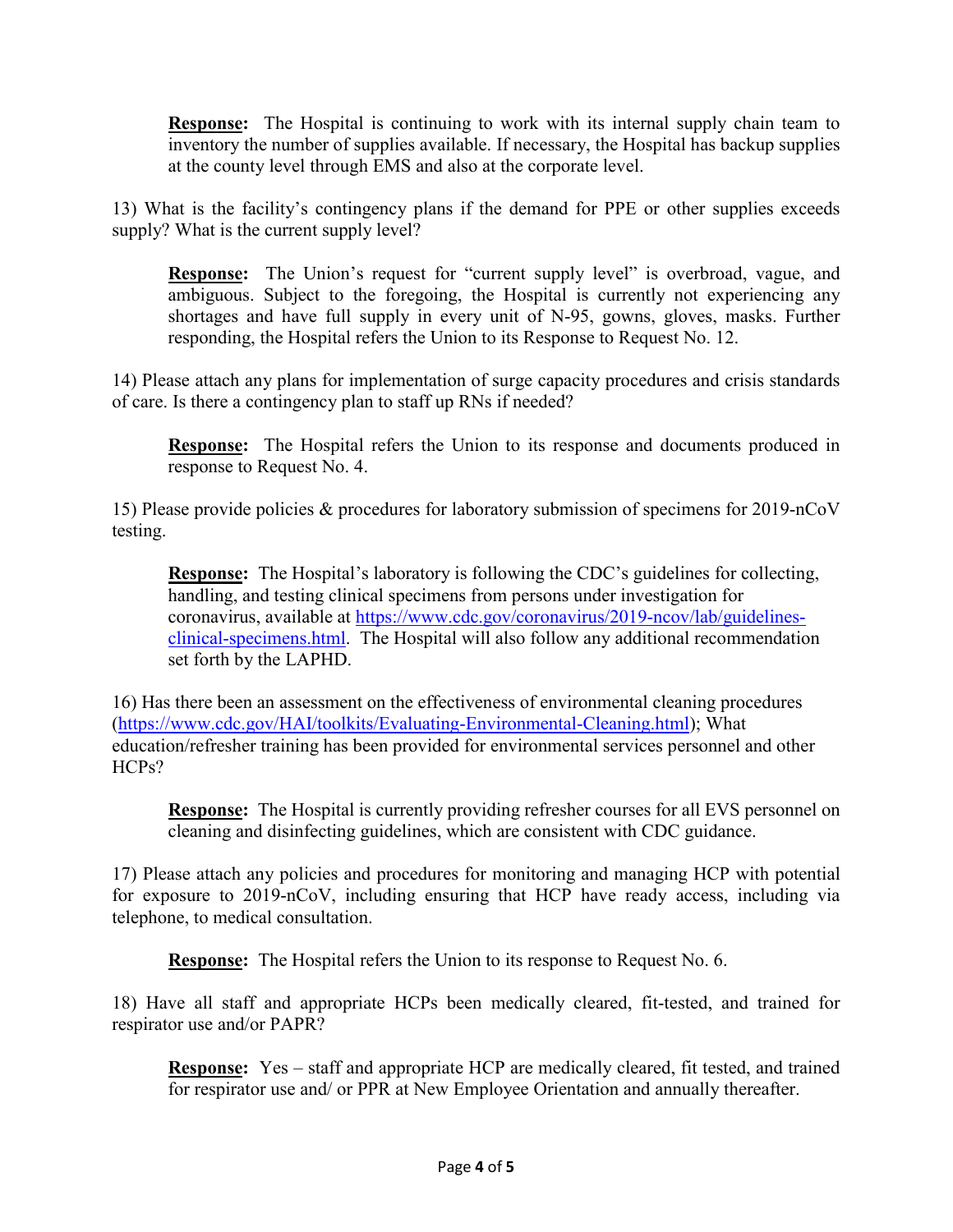**Response:** The Hospital is continuing to work with its internal supply chain team to inventory the number of supplies available. If necessary, the Hospital has backup supplies at the county level through EMS and also at the corporate level.

13) What is the facility's contingency plans if the demand for PPE or other supplies exceeds supply? What is the current supply level?

**Response:** The Union's request for "current supply level" is overbroad, vague, and ambiguous. Subject to the foregoing, the Hospital is currently not experiencing any shortages and have full supply in every unit of N-95, gowns, gloves, masks. Further responding, the Hospital refers the Union to its Response to Request No. 12.

14) Please attach any plans for implementation of surge capacity procedures and crisis standards of care. Is there a contingency plan to staff up RNs if needed?

**Response:** The Hospital refers the Union to its response and documents produced in response to Request No. 4.

15) Please provide policies & procedures for laboratory submission of specimens for 2019-nCoV testing.

**Response:** The Hospital's laboratory is following the CDC's guidelines for collecting, handling, and testing clinical specimens from persons under investigation for coronavirus, available at https://www.cdc.gov/coronavirus/2019-ncov/lab/guidelines-clinical-specimens.html. The Hospital will also follow any additional recommendation set forth by the LAPHD.

16) Has there been an assessment on the effectiveness of environmental cleaning procedures (https://www.cdc.gov/HAI/toolkits/Evaluating-Environmental-Cleaning.html); What education/refresher training has been provided for environmental services personnel and other HCPs?

**Response:** The Hospital is currently providing refresher courses for all EVS personnel on cleaning and disinfecting guidelines, which are consistent with CDC guidance.

17) Please attach any policies and procedures for monitoring and managing HCP with potential for exposure to 2019-nCoV, including ensuring that HCP have ready access, including via telephone, to medical consultation.

**Response:** The Hospital refers the Union to its response to Request No. 6.

18) Have all staff and appropriate HCPs been medically cleared, fit-tested, and trained for respirator use and/or PAPR?

**Response:** Yes – staff and appropriate HCP are medically cleared, fit tested, and trained for respirator use and/ or PPR at New Employee Orientation and annually thereafter.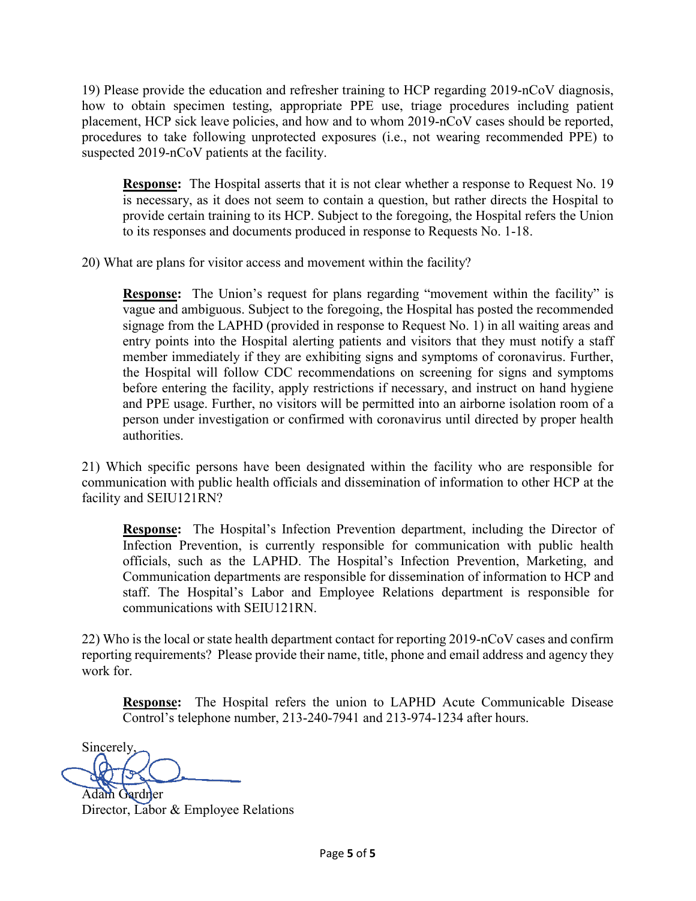19) Please provide the education and refresher training to HCP regarding 2019-nCoV diagnosis, how to obtain specimen testing, appropriate PPE use, triage procedures including patient placement, HCP sick leave policies, and how and to whom 2019-nCoV cases should be reported, procedures to take following unprotected exposures (i.e., not wearing recommended PPE) to suspected 2019-nCoV patients at the facility.

> **Response:** The Hospital asserts that it is not clear whether a response to Request No. 19 is necessary, as it does not seem to contain a question, but rather directs the Hospital to provide certain training to its HCP. Subject to the foregoing, the Hospital refers the Union to its responses and documents produced in response to Requests No. 1-18.

20) What are plans for visitor access and movement within the facility?

> **Response:** The Union's request for plans regarding "movement within the facility" is vague and ambiguous. Subject to the foregoing, the Hospital has posted the recommended signage from the LAPHD (provided in response to Request No. 1) in all waiting areas and entry points into the Hospital alerting patients and visitors that they must notify a staff member immediately if they are exhibiting signs and symptoms of coronavirus. Further, the Hospital will follow CDC recommendations on screening for signs and symptoms before entering the facility, apply restrictions if necessary, and instruct on hand hygiene and PPE usage. Further, no visitors will be permitted into an airborne isolation room of a person under investigation or confirmed with coronavirus until directed by proper health authorities.

21) Which specific persons have been designated within the facility who are responsible for communication with public health officials and dissemination of information to other HCP at the facility and SEIU121RN?

> **Response:** The Hospital's Infection Prevention department, including the Director of Infection Prevention, is currently responsible for communication with public health officials, such as the LAPHD. The Hospital's Infection Prevention, Marketing, and Communication departments are responsible for dissemination of information to HCP and staff. The Hospital's Labor and Employee Relations department is responsible for communications with SEIU121RN.

22) Who is the local or state health department contact for reporting 2019-nCoV cases and confirm reporting requirements? Please provide their name, title, phone and email address and agency they work for.

> **Response:** The Hospital refers the union to LAPHD Acute Communicable Disease Control's telephone number, 213-240-7941 and 213-974-1234 after hours.

Sincerely,

Adam Gardner
Director, Labor & Employee Relations